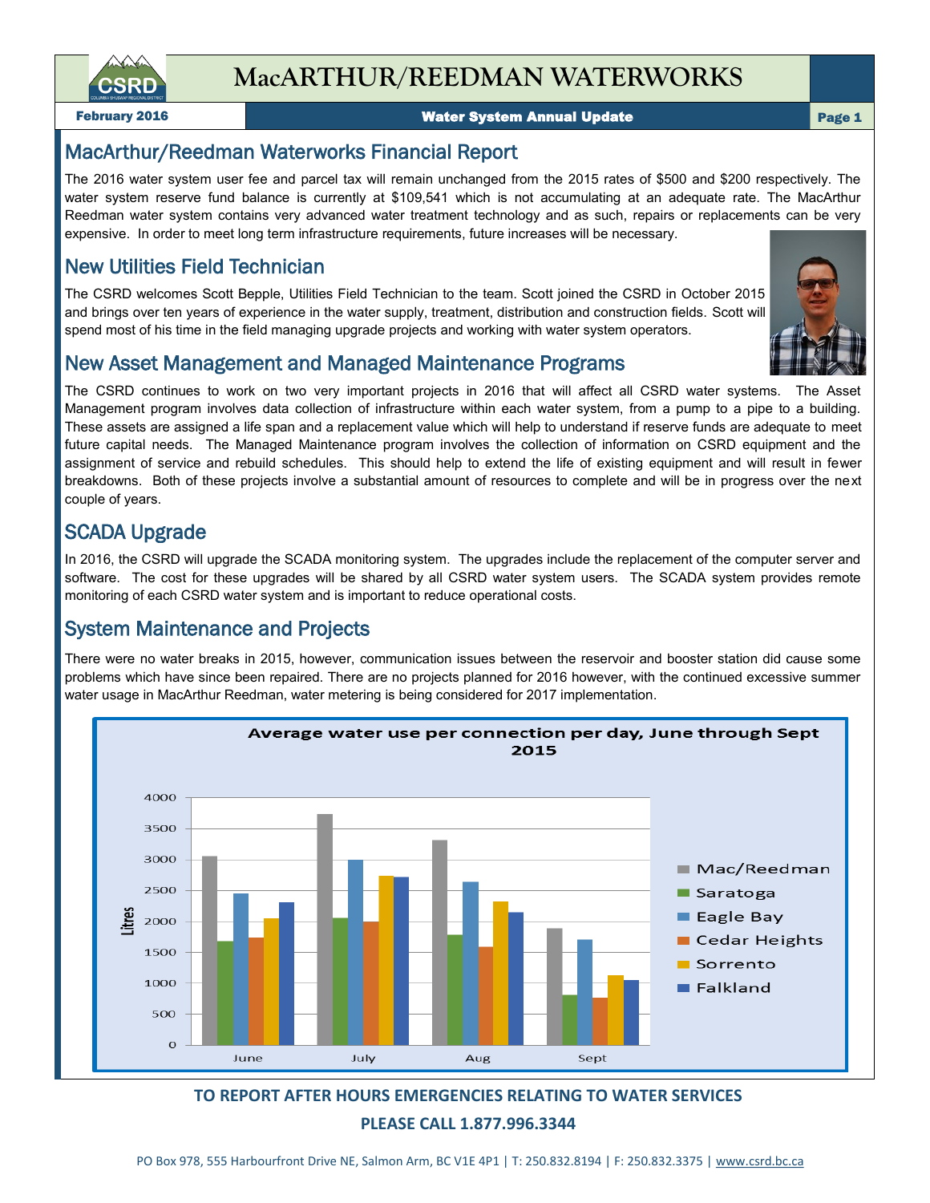# MacARTHUR/REEDMAN WATERWORKS

February 2016 | Water System Annual Update

## MacArthur/Reedman Waterworks Financial Report

The 2016 water system user fee and parcel tax will remain unchanged from the 2015 rates of $500 and $200 respectively. The water system reserve fund balance is currently at $109,541 which is not accumulating at an adequate rate. The MacArthur Reedman water system contains very advanced water treatment technology and as such, repairs or replacements can be very expensive. In order to meet long term infrastructure requirements, future increases will be necessary.

## New Utilities Field Technician

The CSRD welcomes Scott Bepple, Utilities Field Technician to the team. Scott joined the CSRD in October 2015 and brings over ten years of experience in the water supply, treatment, distribution and construction fields. Scott will spend most of his time in the field managing upgrade projects and working with water system operators.

## New Asset Management and Managed Maintenance Programs

The CSRD continues to work on two very important projects in 2016 that will affect all CSRD water systems. The Asset Management program involves data collection of infrastructure within each water system, from a pump to a pipe to a building. These assets are assigned a life span and a replacement value which will help to understand if reserve funds are adequate to meet future capital needs. The Managed Maintenance program involves the collection of information on CSRD equipment and the assignment of service and rebuild schedules. This should help to extend the life of existing equipment and will result in fewer breakdowns. Both of these projects involve a substantial amount of resources to complete and will be in progress over the next couple of years.

## SCADA Upgrade

In 2016, the CSRD will upgrade the SCADA monitoring system. The upgrades include the replacement of the computer server and software. The cost for these upgrades will be shared by all CSRD water system users. The SCADA system provides remote monitoring of each CSRD water system and is important to reduce operational costs.

## System Maintenance and Projects

There were no water breaks in 2015, however, communication issues between the reservoir and booster station did cause some problems which have since been repaired. There are no projects planned for 2016 however, with the continued excessive summer water usage in MacArthur Reedman, water metering is being considered for 2017 implementation.

**Average water use per connection per day, June through Sept 2015** (Litres, approximate values read from chart)

| Month | Mac/Reedman | Saratoga | Eagle Bay | Cedar Heights | Sorrento | Falkland |
|---|---|---|---|---|---|---|
| June | 3050 | 1680 | 2450 | 1740 | 2050 | 2310 |
| July | 3730 | 2060 | 3000 | 2000 | 2740 | 2720 |
| Aug | 3320 | 1780 | 2640 | 1590 | 2320 | 2150 |
| Sept | 1890 | 810 | 1710 | 770 | 1130 | 1050 |

**TO REPORT AFTER HOURS EMERGENCIES RELATING TO WATER SERVICES**

**PLEASE CALL 1.877.996.3344**

PO Box 978, 555 Harbourfront Drive NE, Salmon Arm, BC V1E 4P1 | T: 250.832.8194 | F: 250.832.3375 | www.csrd.bc.ca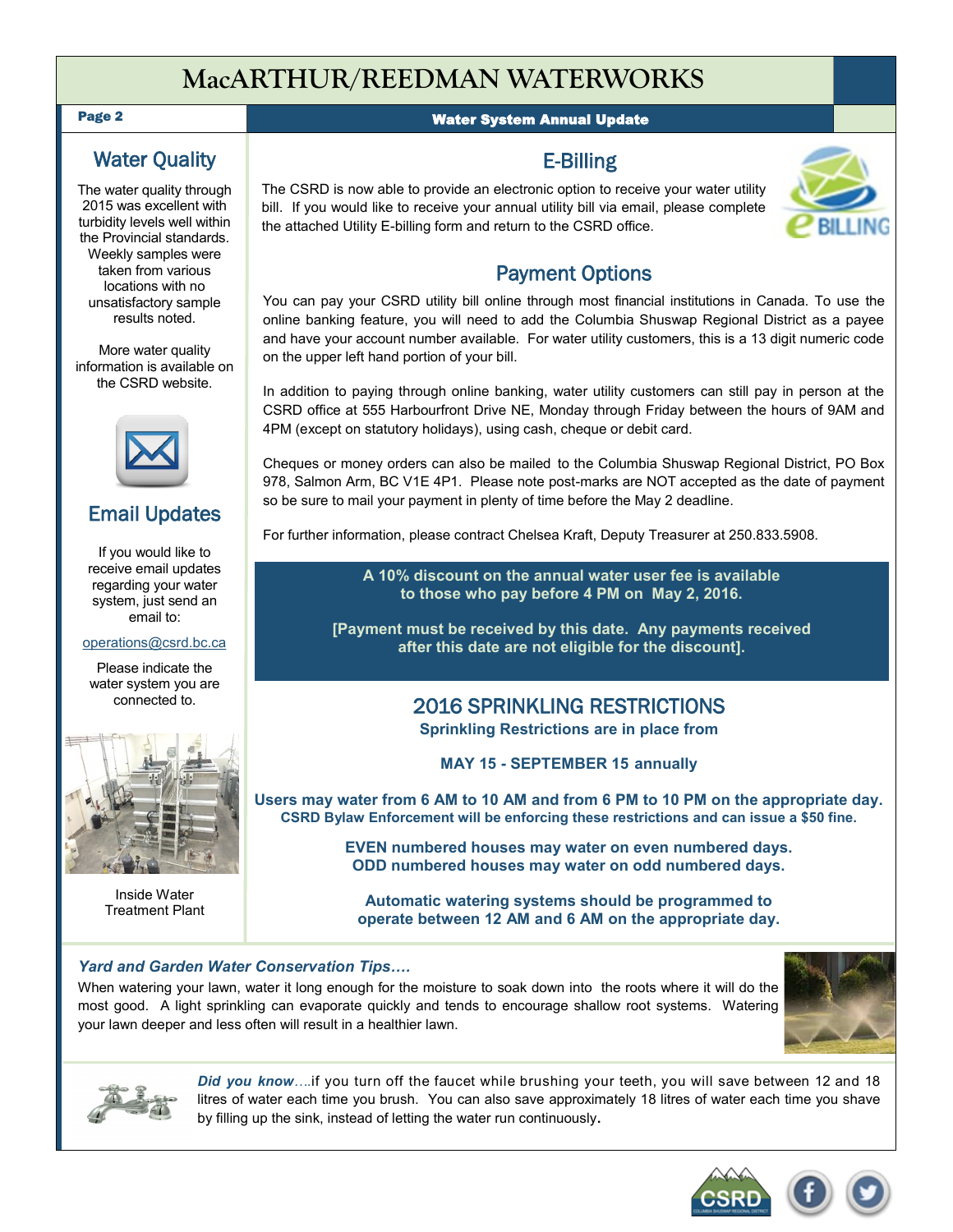# MacARTHUR/REEDMAN WATERWORKS

**Water System Annual Update**

## Water Quality

The water quality through 2015 was excellent with turbidity levels well within the Provincial standards. Weekly samples were taken from various locations with no unsatisfactory sample results noted.

More water quality information is available on the CSRD website.

## Email Updates

If you would like to receive email updates regarding your water system, just send an email to:

operations@csrd.bc.ca

Please indicate the water system you are connected to.

Inside Water Treatment Plant

## E-Billing

The CSRD is now able to provide an electronic option to receive your water utility bill. If you would like to receive your annual utility bill via email, please complete the attached Utility E-billing form and return to the CSRD office.

## Payment Options

You can pay your CSRD utility bill online through most financial institutions in Canada. To use the online banking feature, you will need to add the Columbia Shuswap Regional District as a payee and have your account number available. For water utility customers, this is a 13 digit numeric code on the upper left hand portion of your bill.

In addition to paying through online banking, water utility customers can still pay in person at the CSRD office at 555 Harbourfront Drive NE, Monday through Friday between the hours of 9AM and 4PM (except on statutory holidays), using cash, cheque or debit card.

Cheques or money orders can also be mailed to the Columbia Shuswap Regional District, PO Box 978, Salmon Arm, BC V1E 4P1. Please note post-marks are NOT accepted as the date of payment so be sure to mail your payment in plenty of time before the May 2 deadline.

For further information, please contract Chelsea Kraft, Deputy Treasurer at 250.833.5908.

**A 10% discount on the annual water user fee is available to those who pay before 4 PM on May 2, 2016.**

**[Payment must be received by this date. Any payments received after this date are not eligible for the discount].**

## 2016 SPRINKLING RESTRICTIONS

**Sprinkling Restrictions are in place from**

**MAY 15 - SEPTEMBER 15 annually**

**Users may water from 6 AM to 10 AM and from 6 PM to 10 PM on the appropriate day.**
**CSRD Bylaw Enforcement will be enforcing these restrictions and can issue a $50 fine.**

**EVEN numbered houses may water on even numbered days.**
**ODD numbered houses may water on odd numbered days.**

**Automatic watering systems should be programmed to operate between 12 AM and 6 AM on the appropriate day.**

***Yard and Garden Water Conservation Tips….***

When watering your lawn, water it long enough for the moisture to soak down into the roots where it will do the most good. A light sprinkling can evaporate quickly and tends to encourage shallow root systems. Watering your lawn deeper and less often will result in a healthier lawn.

***Did you know****….*if you turn off the faucet while brushing your teeth, you will save between 12 and 18 litres of water each time you brush. You can also save approximately 18 litres of water each time you shave by filling up the sink, instead of letting the water run continuously**.**